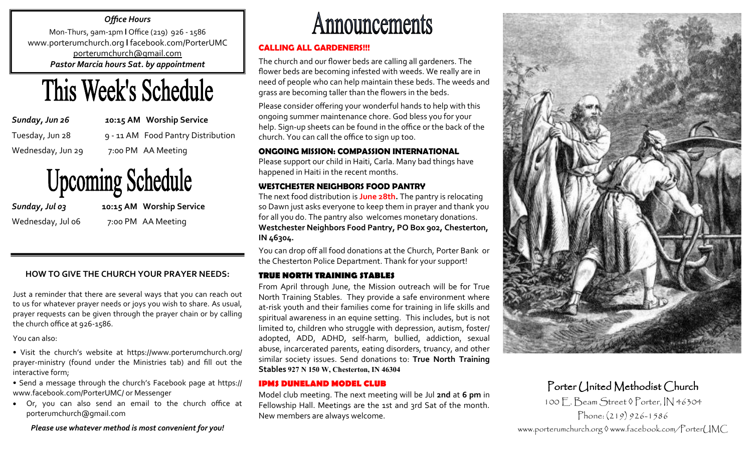***Office Hours***

Mon-Thurs, 9am-1pm **|** Office (219) 926 - 1586
www.porterumchurch.org **|** facebook.com/PorterUMC
porterumchurch@gmail.com
***Pastor Marcia hours Sat. by appointment***

# This Week's Schedule

| | |
|---|---|
| ***Sunday, Jun 26*** | **10:15 AM Worship Service** |
| Tuesday, Jun 28 | 9 - 11 AM Food Pantry Distribution |
| Wednesday, Jun 29 | 7:00 PM AA Meeting |

# Upcoming Schedule

| | |
|---|---|
| ***Sunday, Jul 03*** | **10:15 AM Worship Service** |
| Wednesday, Jul 06 | 7:00 PM AA Meeting |

### HOW TO GIVE THE CHURCH YOUR PRAYER NEEDS:

Just a reminder that there are several ways that you can reach out to us for whatever prayer needs or joys you wish to share. As usual, prayer requests can be given through the prayer chain or by calling the church office at 926-1586.

You can also:

- Visit the church's website at https://www.porterumchurch.org/prayer-ministry (found under the Ministries tab) and fill out the interactive form;
- Send a message through the church's Facebook page at https://www.facebook.com/PorterUMC/ or Messenger
- Or, you can also send an email to the church office at porterumchurch@gmail.com

***Please use whatever method is most convenient for you!***

# Announcements

### CALLING ALL GARDENERS!!!

The church and our flower beds are calling all gardeners. The flower beds are becoming infested with weeds. We really are in need of people who can help maintain these beds. The weeds and grass are becoming taller than the flowers in the beds.

Please consider offering your wonderful hands to help with this ongoing summer maintenance chore. God bless you for your help. Sign-up sheets can be found in the office or the back of the church. You can call the office to sign up too.

### ONGOING MISSION: COMPASSION INTERNATIONAL

Please support our child in Haiti, Carla. Many bad things have happened in Haiti in the recent months.

### WESTCHESTER NEIGHBORS FOOD PANTRY

The next food distribution is **June 28th.** The pantry is relocating so Dawn just asks everyone to keep them in prayer and thank you for all you do. The pantry also welcomes monetary donations. **Westchester Neighbors Food Pantry, PO Box 902, Chesterton, IN 46304.**

You can drop off all food donations at the Church, Porter Bank or the Chesterton Police Department. Thank for your support!

### TRUE NORTH TRAINING STABLES

From April through June, the Mission outreach will be for True North Training Stables. They provide a safe environment where at-risk youth and their families come for training in life skills and spiritual awareness in an equine setting. This includes, but is not limited to, children who struggle with depression, autism, foster/adopted, ADD, ADHD, self-harm, bullied, addiction, sexual abuse, incarcerated parents, eating disorders, truancy, and other similar society issues. Send donations to: **True North Training Stables 927 N 150 W, Chesterton, IN 46304**

### IPMS DUNELAND MODEL CLUB

Model club meeting. The next meeting will be Jul **2nd** at **6 pm** in Fellowship Hall. Meetings are the 1st and 3rd Sat of the month. New members are always welcome.

## Porter United Methodist Church

100 E. Beam Street ◊ Porter, IN 46304
Phone: (219) 926-1586
www.porterumchurch.org ◊ www.facebook.com/PorterUMC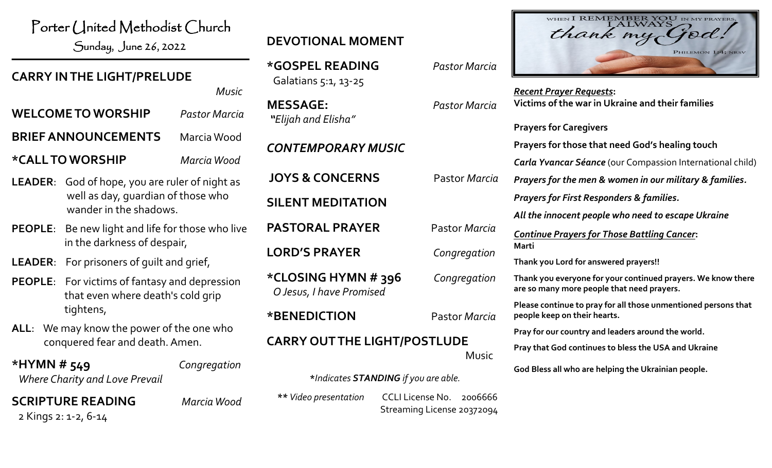# Porter United Methodist Church

Sunday, June 26, 2022

**CARRY IN THE LIGHT/PRELUDE** *Music*

**WELCOME TO WORSHIP** *Pastor Marcia*

**BRIEF ANNOUNCEMENTS** Marcia Wood

**\*CALL TO WORSHIP** *Marcia Wood*

**LEADER**: God of hope, you are ruler of night as well as day, guardian of those who wander in the shadows.

**PEOPLE**: Be new light and life for those who live in the darkness of despair,

**LEADER**: For prisoners of guilt and grief,

**PEOPLE**: For victims of fantasy and depression that even where death's cold grip tightens,

**ALL**: We may know the power of the one who conquered fear and death. Amen.

**\*HYMN # 549** *Congregation*
*Where Charity and Love Prevail*

**SCRIPTURE READING** *Marcia Wood*
2 Kings 2: 1-2, 6-14

**DEVOTIONAL MOMENT**

**\*GOSPEL READING** *Pastor Marcia*
Galatians 5:1, 13-25

**MESSAGE:** *Pastor Marcia*
*"Elijah and Elisha"*

***CONTEMPORARY MUSIC***

**JOYS & CONCERNS** Pastor *Marcia*

**SILENT MEDITATION**

**PASTORAL PRAYER** Pastor *Marcia*

**LORD'S PRAYER** *Congregation*

**\*CLOSING HYMN # 396** *Congregation*
*O Jesus, I have Promised*

**\*BENEDICTION** Pastor *Marcia*

**CARRY OUT THE LIGHT/POSTLUDE** Music

*\*Indicates **STANDING** if you are able.*

*\*\* Video presentation* CCLI License No. 2006666
Streaming License 20372094

WHEN I REMEMBER YOU IN MY PRAYERS, I ALWAYS thank my God! PHILEMON 1:4; NRSV

***Recent Prayer Requests*:**

**Victims of the war in Ukraine and their families**

**Prayers for Caregivers**

**Prayers for those that need God's healing touch**

***Carla Yvancar Séance*** (our Compassion International child)

***Prayers for the men & women in our military & families.***

***Prayers for First Responders & families.***

***All the innocent people who need to escape Ukraine***

***Continue Prayers for Those Battling Cancer*:**

**Marti**

**Thank you Lord for answered prayers!!**

**Thank you everyone for your continued prayers. We know there are so many more people that need prayers.**

**Please continue to pray for all those unmentioned persons that people keep on their hearts.**

**Pray for our country and leaders around the world.**

**Pray that God continues to bless the USA and Ukraine**

**God Bless all who are helping the Ukrainian people.**